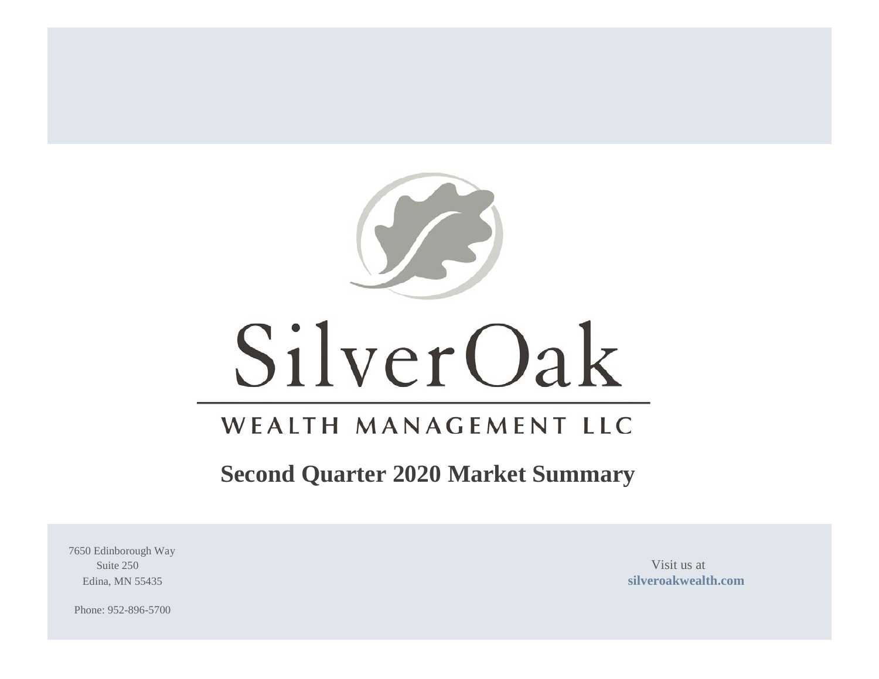# SilverOak

## WEALTH MANAGEMENT LLC

## Second Quarter 2020 Market Summary

7650 Edinborough Way
Suite 250
Edina, MN 55435

Phone: 952-896-5700

Visit us at
**silveroakwealth.com**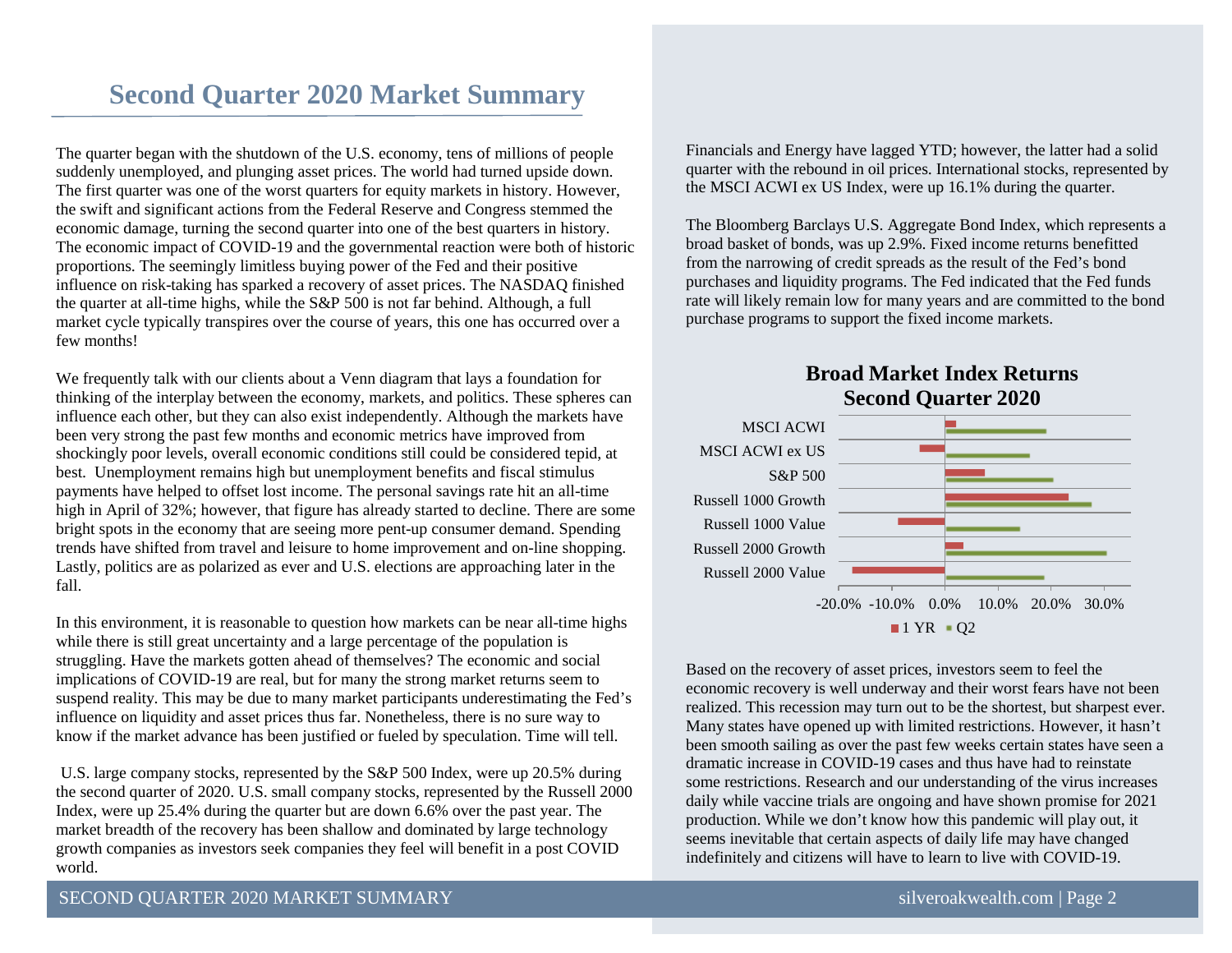# Second Quarter 2020 Market Summary

The quarter began with the shutdown of the U.S. economy, tens of millions of people suddenly unemployed, and plunging asset prices. The world had turned upside down. The first quarter was one of the worst quarters for equity markets in history. However, the swift and significant actions from the Federal Reserve and Congress stemmed the economic damage, turning the second quarter into one of the best quarters in history. The economic impact of COVID-19 and the governmental reaction were both of historic proportions. The seemingly limitless buying power of the Fed and their positive influence on risk-taking has sparked a recovery of asset prices. The NASDAQ finished the quarter at all-time highs, while the S&P 500 is not far behind. Although, a full market cycle typically transpires over the course of years, this one has occurred over a few months!

We frequently talk with our clients about a Venn diagram that lays a foundation for thinking of the interplay between the economy, markets, and politics. These spheres can influence each other, but they can also exist independently. Although the markets have been very strong the past few months and economic metrics have improved from shockingly poor levels, overall economic conditions still could be considered tepid, at best. Unemployment remains high but unemployment benefits and fiscal stimulus payments have helped to offset lost income. The personal savings rate hit an all-time high in April of 32%; however, that figure has already started to decline. There are some bright spots in the economy that are seeing more pent-up consumer demand. Spending trends have shifted from travel and leisure to home improvement and on-line shopping. Lastly, politics are as polarized as ever and U.S. elections are approaching later in the fall.

In this environment, it is reasonable to question how markets can be near all-time highs while there is still great uncertainty and a large percentage of the population is struggling. Have the markets gotten ahead of themselves? The economic and social implications of COVID-19 are real, but for many the strong market returns seem to suspend reality. This may be due to many market participants underestimating the Fed's influence on liquidity and asset prices thus far. Nonetheless, there is no sure way to know if the market advance has been justified or fueled by speculation. Time will tell.

U.S. large company stocks, represented by the S&P 500 Index, were up 20.5% during the second quarter of 2020. U.S. small company stocks, represented by the Russell 2000 Index, were up 25.4% during the quarter but are down 6.6% over the past year. The market breadth of the recovery has been shallow and dominated by large technology growth companies as investors seek companies they feel will benefit in a post COVID world.

Financials and Energy have lagged YTD; however, the latter had a solid quarter with the rebound in oil prices. International stocks, represented by the MSCI ACWI ex US Index, were up 16.1% during the quarter.

The Bloomberg Barclays U.S. Aggregate Bond Index, which represents a broad basket of bonds, was up 2.9%. Fixed income returns benefitted from the narrowing of credit spreads as the result of the Fed's bond purchases and liquidity programs. The Fed indicated that the Fed funds rate will likely remain low for many years and are committed to the bond purchase programs to support the fixed income markets.

**Broad Market Index Returns Second Quarter 2020**

(Bar chart: 1 YR and Q2 returns for MSCI ACWI, MSCI ACWI ex US, S&P 500, Russell 1000 Growth, Russell 1000 Value, Russell 2000 Growth, Russell 2000 Value; axis from -20.0% to 30.0%)

Based on the recovery of asset prices, investors seem to feel the economic recovery is well underway and their worst fears have not been realized. This recession may turn out to be the shortest, but sharpest ever. Many states have opened up with limited restrictions. However, it hasn't been smooth sailing as over the past few weeks certain states have seen a dramatic increase in COVID-19 cases and thus have had to reinstate some restrictions. Research and our understanding of the virus increases daily while vaccine trials are ongoing and have shown promise for 2021 production. While we don't know how this pandemic will play out, it seems inevitable that certain aspects of daily life may have changed indefinitely and citizens will have to learn to live with COVID-19.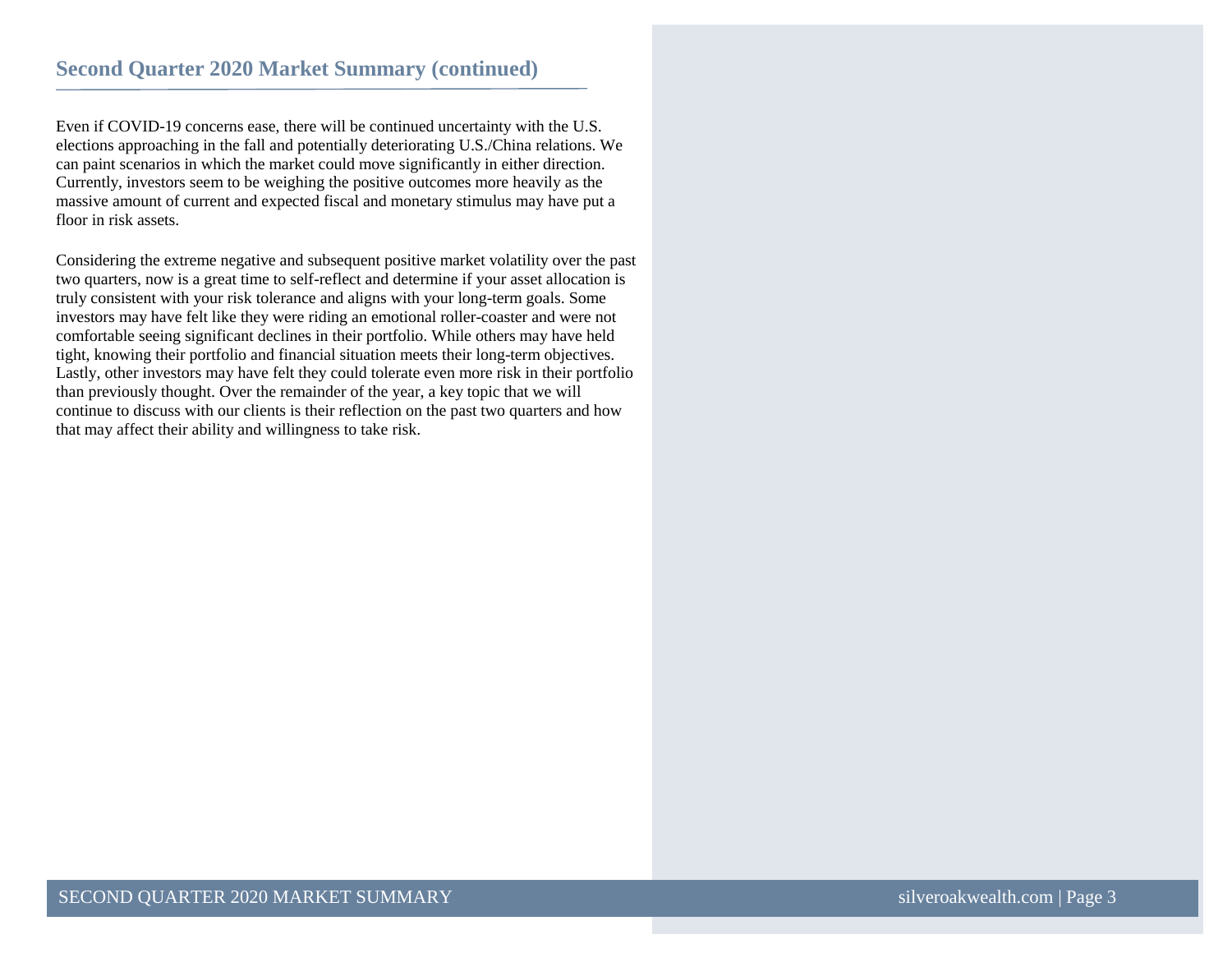## Second Quarter 2020 Market Summary (continued)

Even if COVID-19 concerns ease, there will be continued uncertainty with the U.S. elections approaching in the fall and potentially deteriorating U.S./China relations. We can paint scenarios in which the market could move significantly in either direction. Currently, investors seem to be weighing the positive outcomes more heavily as the massive amount of current and expected fiscal and monetary stimulus may have put a floor in risk assets.

Considering the extreme negative and subsequent positive market volatility over the past two quarters, now is a great time to self-reflect and determine if your asset allocation is truly consistent with your risk tolerance and aligns with your long-term goals. Some investors may have felt like they were riding an emotional roller-coaster and were not comfortable seeing significant declines in their portfolio. While others may have held tight, knowing their portfolio and financial situation meets their long-term objectives. Lastly, other investors may have felt they could tolerate even more risk in their portfolio than previously thought. Over the remainder of the year, a key topic that we will continue to discuss with our clients is their reflection on the past two quarters and how that may affect their ability and willingness to take risk.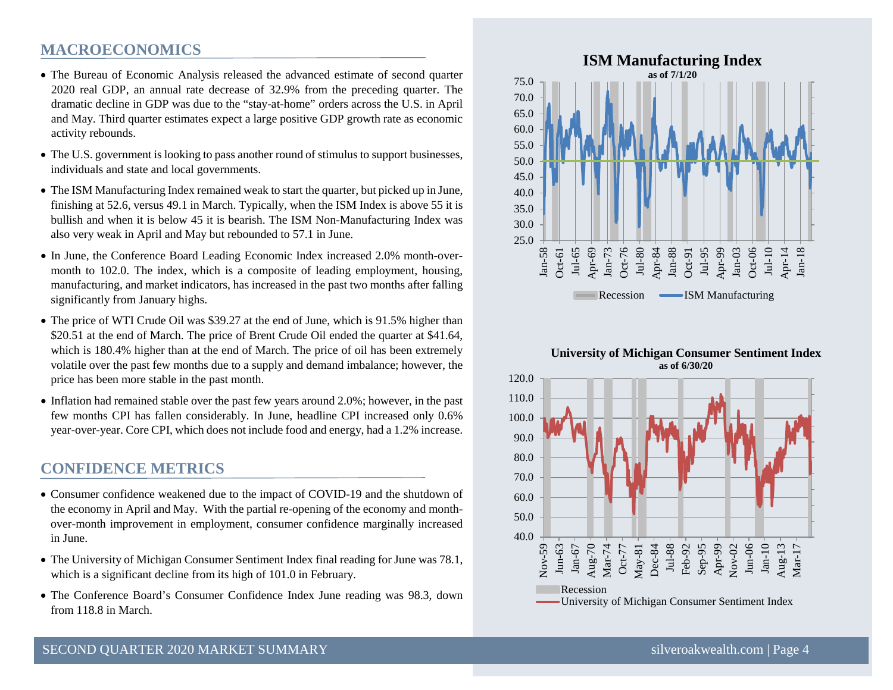## MACROECONOMICS

- The Bureau of Economic Analysis released the advanced estimate of second quarter 2020 real GDP, an annual rate decrease of 32.9% from the preceding quarter. The dramatic decline in GDP was due to the “stay-at-home” orders across the U.S. in April and May. Third quarter estimates expect a large positive GDP growth rate as economic activity rebounds.
- The U.S. government is looking to pass another round of stimulus to support businesses, individuals and state and local governments.
- The ISM Manufacturing Index remained weak to start the quarter, but picked up in June, finishing at 52.6, versus 49.1 in March. Typically, when the ISM Index is above 55 it is bullish and when it is below 45 it is bearish. The ISM Non-Manufacturing Index was also very weak in April and May but rebounded to 57.1 in June.
- In June, the Conference Board Leading Economic Index increased 2.0% month-over-month to 102.0. The index, which is a composite of leading employment, housing, manufacturing, and market indicators, has increased in the past two months after falling significantly from January highs.
- The price of WTI Crude Oil was $39.27 at the end of June, which is 91.5% higher than $20.51 at the end of March. The price of Brent Crude Oil ended the quarter at $41.64, which is 180.4% higher than at the end of March. The price of oil has been extremely volatile over the past few months due to a supply and demand imbalance; however, the price has been more stable in the past month.
- Inflation had remained stable over the past few years around 2.0%; however, in the past few months CPI has fallen considerably. In June, headline CPI increased only 0.6% year-over-year. Core CPI, which does not include food and energy, had a 1.2% increase.

## CONFIDENCE METRICS

- Consumer confidence weakened due to the impact of COVID-19 and the shutdown of the economy in April and May. With the partial re-opening of the economy and month-over-month improvement in employment, consumer confidence marginally increased in June.
- The University of Michigan Consumer Sentiment Index final reading for June was 78.1, which is a significant decline from its high of 101.0 in February.
- The Conference Board’s Consumer Confidence Index June reading was 98.3, down from 118.8 in March.

**ISM Manufacturing Index**
as of 7/1/20

Recession — ISM Manufacturing

**University of Michigan Consumer Sentiment Index**
as of 6/30/20

Recession — University of Michigan Consumer Sentiment Index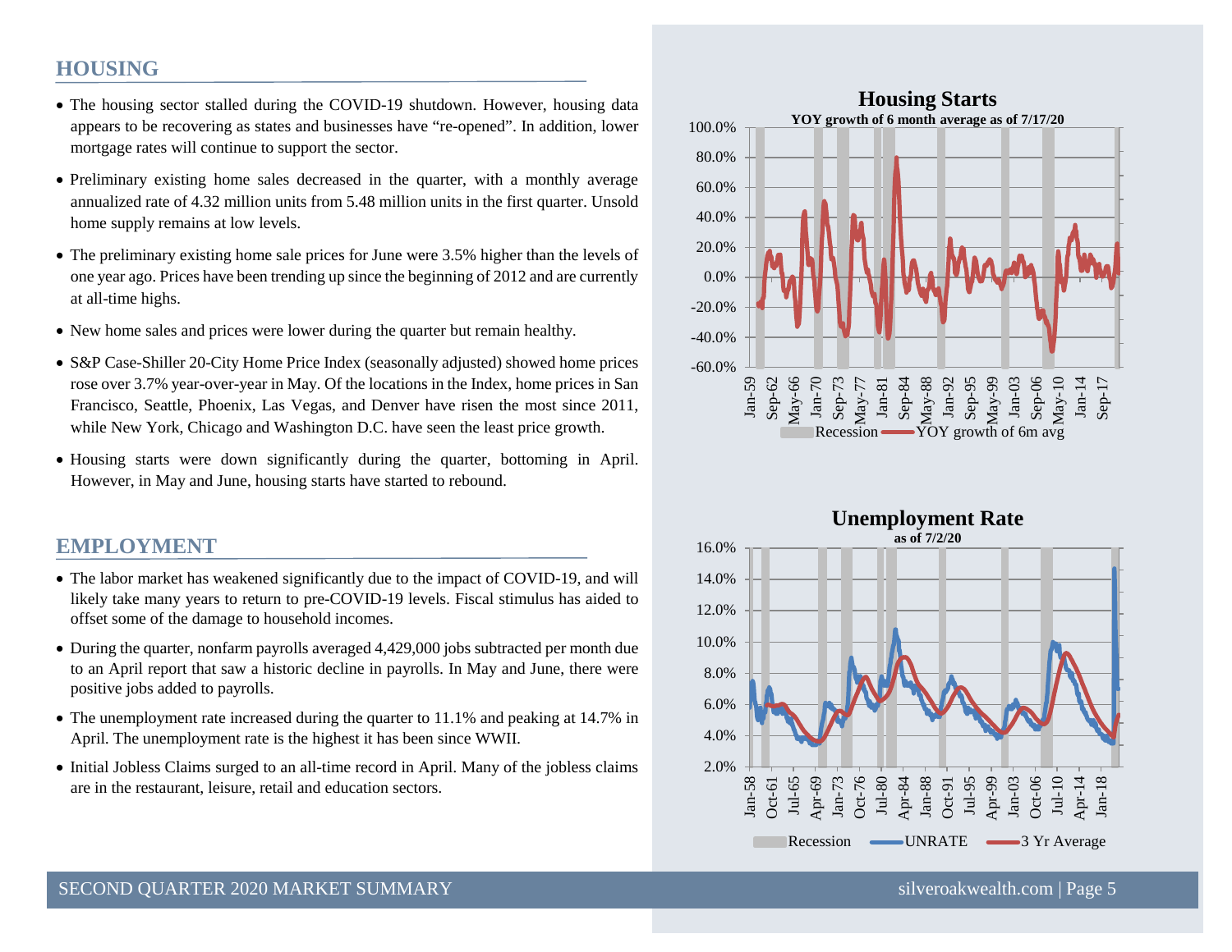## HOUSING

- The housing sector stalled during the COVID-19 shutdown. However, housing data appears to be recovering as states and businesses have "re-opened". In addition, lower mortgage rates will continue to support the sector.
- Preliminary existing home sales decreased in the quarter, with a monthly average annualized rate of 4.32 million units from 5.48 million units in the first quarter. Unsold home supply remains at low levels.
- The preliminary existing home sale prices for June were 3.5% higher than the levels of one year ago. Prices have been trending up since the beginning of 2012 and are currently at all-time highs.
- New home sales and prices were lower during the quarter but remain healthy.
- S&P Case-Shiller 20-City Home Price Index (seasonally adjusted) showed home prices rose over 3.7% year-over-year in May. Of the locations in the Index, home prices in San Francisco, Seattle, Phoenix, Las Vegas, and Denver have risen the most since 2011, while New York, Chicago and Washington D.C. have seen the least price growth.
- Housing starts were down significantly during the quarter, bottoming in April. However, in May and June, housing starts have started to rebound.

**Housing Starts**
YOY growth of 6 month average as of 7/17/20

Recession — YOY growth of 6m avg

## EMPLOYMENT

- The labor market has weakened significantly due to the impact of COVID-19, and will likely take many years to return to pre-COVID-19 levels. Fiscal stimulus has aided to offset some of the damage to household incomes.
- During the quarter, nonfarm payrolls averaged 4,429,000 jobs subtracted per month due to an April report that saw a historic decline in payrolls. In May and June, there were positive jobs added to payrolls.
- The unemployment rate increased during the quarter to 11.1% and peaking at 14.7% in April. The unemployment rate is the highest it has been since WWII.
- Initial Jobless Claims surged to an all-time record in April. Many of the jobless claims are in the restaurant, leisure, retail and education sectors.

**Unemployment Rate**
as of 7/2/20

Recession — UNRATE — 3 Yr Average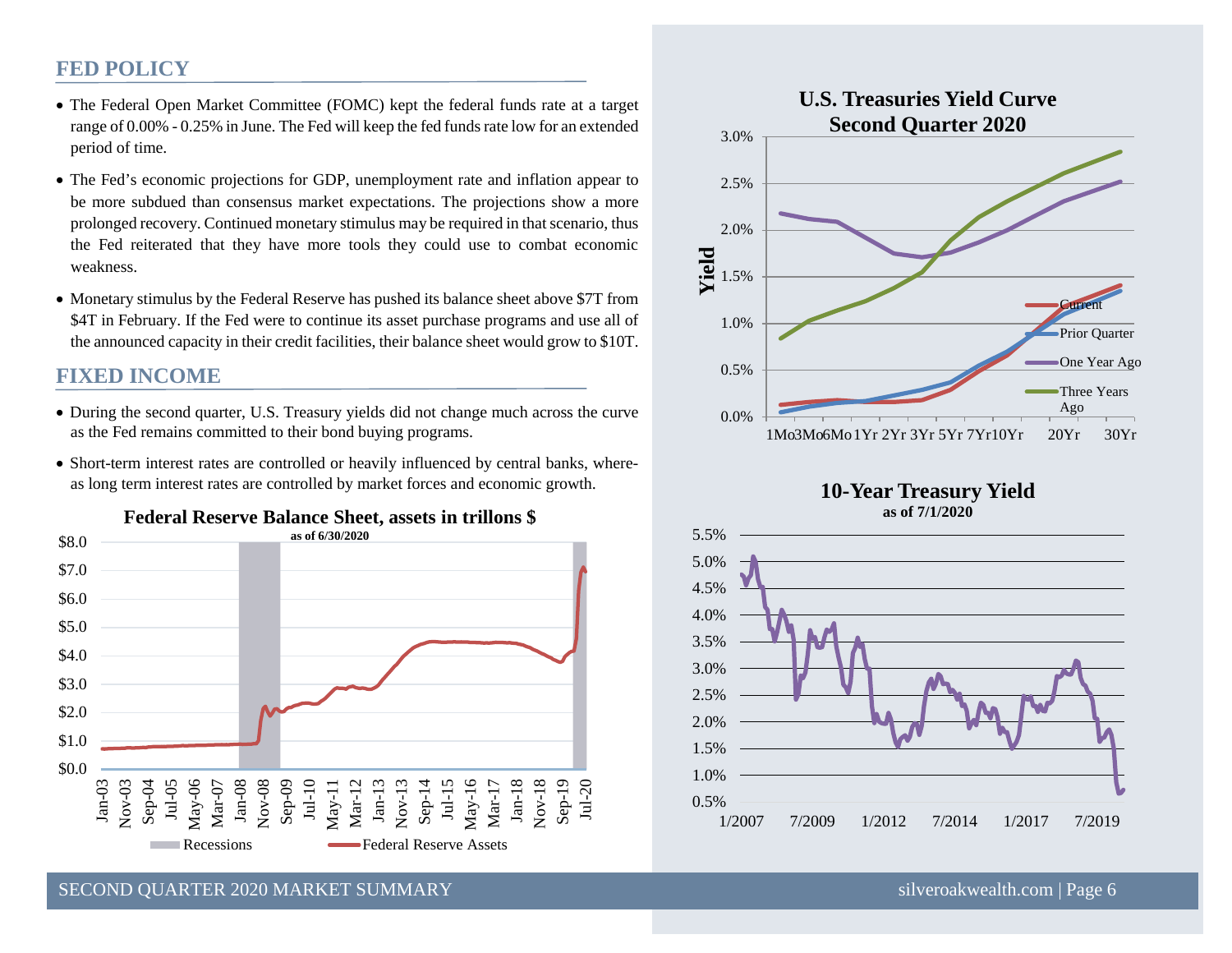## FED POLICY

- The Federal Open Market Committee (FOMC) kept the federal funds rate at a target range of 0.00% - 0.25% in June. The Fed will keep the fed funds rate low for an extended period of time.
- The Fed's economic projections for GDP, unemployment rate and inflation appear to be more subdued than consensus market expectations. The projections show a more prolonged recovery. Continued monetary stimulus may be required in that scenario, thus the Fed reiterated that they have more tools they could use to combat economic weakness.
- Monetary stimulus by the Federal Reserve has pushed its balance sheet above $7T from $4T in February. If the Fed were to continue its asset purchase programs and use all of the announced capacity in their credit facilities, their balance sheet would grow to $10T.

## FIXED INCOME

- During the second quarter, U.S. Treasury yields did not change much across the curve as the Fed remains committed to their bond buying programs.
- Short-term interest rates are controlled or heavily influenced by central banks, whereas long term interest rates are controlled by market forces and economic growth.

**Federal Reserve Balance Sheet, assets in trillons $**
as of 6/30/2020

Recessions — Federal Reserve Assets

**U.S. Treasuries Yield Curve Second Quarter 2020**

Current — Prior Quarter — One Year Ago — Three Years Ago

**10-Year Treasury Yield**
as of 7/1/2020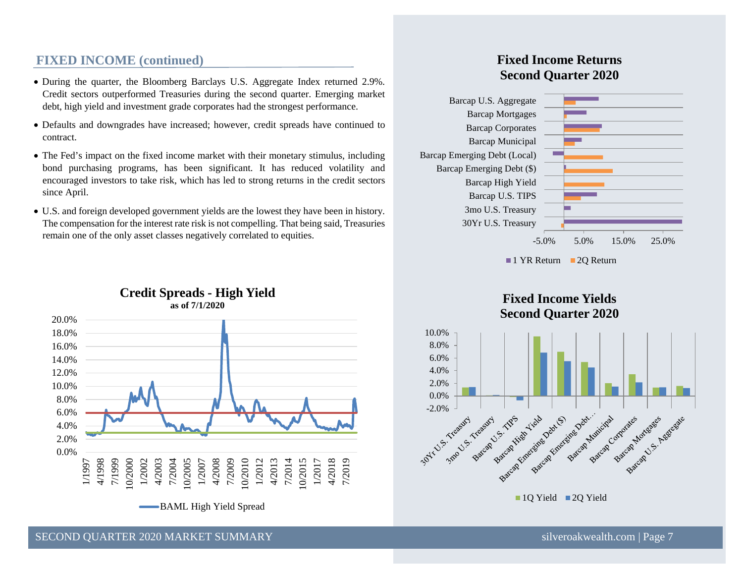## FIXED INCOME (continued)

- During the quarter, the Bloomberg Barclays U.S. Aggregate Index returned 2.9%. Credit sectors outperformed Treasuries during the second quarter. Emerging market debt, high yield and investment grade corporates had the strongest performance.
- Defaults and downgrades have increased; however, credit spreads have continued to contract.
- The Fed's impact on the fixed income market with their monetary stimulus, including bond purchasing programs, has been significant. It has reduced volatility and encouraged investors to take risk, which has led to strong returns in the credit sectors since April.
- U.S. and foreign developed government yields are the lowest they have been in history. The compensation for the interest rate risk is not compelling. That being said, Treasuries remain one of the only asset classes negatively correlated to equities.

**Credit Spreads - High Yield**
**as of 7/1/2020**

BAML High Yield Spread

**Fixed Income Returns**
**Second Quarter 2020**

1 YR Return | 2Q Return

Barcap U.S. Aggregate, Barcap Mortgages, Barcap Corporates, Barcap Municipal, Barcap Emerging Debt (Local), Barcap Emerging Debt ($), Barcap High Yield, Barcap U.S. TIPS, 3mo U.S. Treasury, 30Yr U.S. Treasury

**Fixed Income Yields**
**Second Quarter 2020**

1Q Yield | 2Q Yield

30Yr U.S. Treasury, 3mo U.S. Treasury, Barcap U.S. TIPS, Barcap High Yield, Barcap Emerging Debt ($), Barcap Emerging Debt…, Barcap Municipal, Barcap Corporates, Barcap Mortgages, Barcap U.S. Aggregate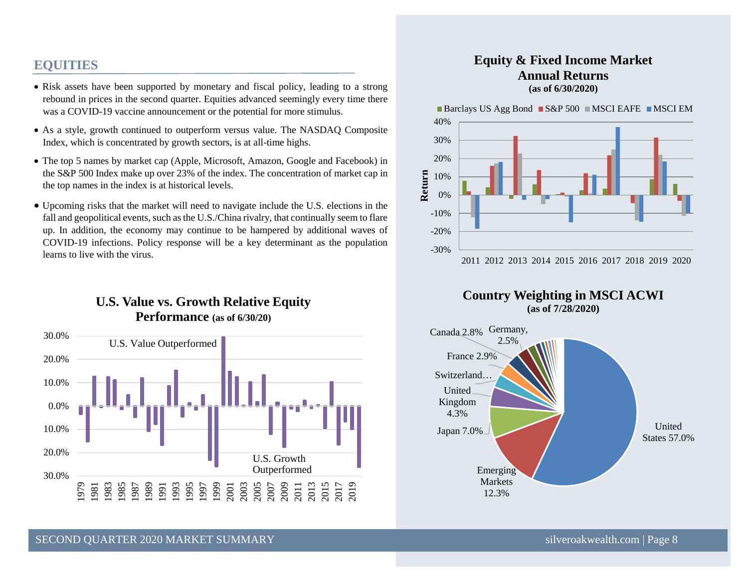## EQUITIES

- Risk assets have been supported by monetary and fiscal policy, leading to a strong rebound in prices in the second quarter. Equities advanced seemingly every time there was a COVID-19 vaccine announcement or the potential for more stimulus.
- As a style, growth continued to outperform versus value. The NASDAQ Composite Index, which is concentrated by growth sectors, is at all-time highs.
- The top 5 names by market cap (Apple, Microsoft, Amazon, Google and Facebook) in the S&P 500 Index make up over 23% of the index. The concentration of market cap in the top names in the index is at historical levels.
- Upcoming risks that the market will need to navigate include the U.S. elections in the fall and geopolitical events, such as the U.S./China rivalry, that continually seem to flare up. In addition, the economy may continue to be hampered by additional waves of COVID-19 infections. Policy response will be a key determinant as the population learns to live with the virus.

**U.S. Value vs. Growth Relative Equity Performance** (as of 6/30/20)

**Equity & Fixed Income Market Annual Returns** (as of 6/30/2020)

**Country Weighting in MSCI ACWI** (as of 7/28/2020)

| Country | Weight |
|---|---|
| United States | 57.0% |
| Emerging Markets | 12.3% |
| Japan | 7.0% |
| United Kingdom | 4.3% |
| Switzerland… | |
| France | 2.9% |
| Canada | 2.8% |
| Germany | 2.5% |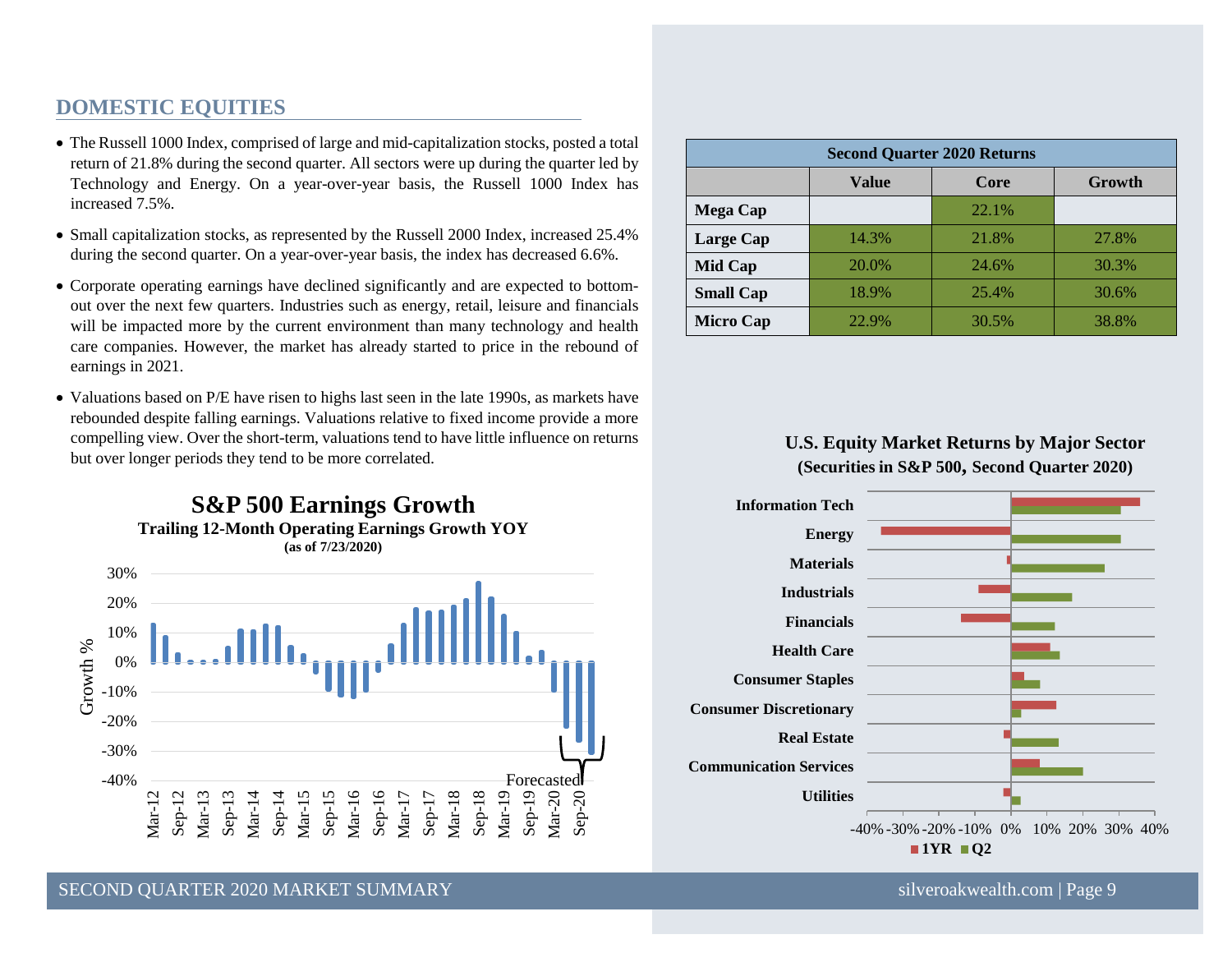## DOMESTIC EQUITIES

- The Russell 1000 Index, comprised of large and mid-capitalization stocks, posted a total return of 21.8% during the second quarter. All sectors were up during the quarter led by Technology and Energy. On a year-over-year basis, the Russell 1000 Index has increased 7.5%.
- Small capitalization stocks, as represented by the Russell 2000 Index, increased 25.4% during the second quarter. On a year-over-year basis, the index has decreased 6.6%.
- Corporate operating earnings have declined significantly and are expected to bottom-out over the next few quarters. Industries such as energy, retail, leisure and financials will be impacted more by the current environment than many technology and health care companies. However, the market has already started to price in the rebound of earnings in 2021.
- Valuations based on P/E have risen to highs last seen in the late 1990s, as markets have rebounded despite falling earnings. Valuations relative to fixed income provide a more compelling view. Over the short-term, valuations tend to have little influence on returns but over longer periods they tend to be more correlated.

**S&P 500 Earnings Growth**
**Trailing 12-Month Operating Earnings Growth YOY**
**(as of 7/23/2020)**

| Second Quarter 2020 Returns | | | |
|---|---|---|---|
| | **Value** | **Core** | **Growth** |
| **Mega Cap** | | 22.1% | |
| **Large Cap** | 14.3% | 21.8% | 27.8% |
| **Mid Cap** | 20.0% | 24.6% | 30.3% |
| **Small Cap** | 18.9% | 25.4% | 30.6% |
| **Micro Cap** | 22.9% | 30.5% | 38.8% |

**U.S. Equity Market Returns by Major Sector**
**(Securities in S&P 500, Second Quarter 2020)**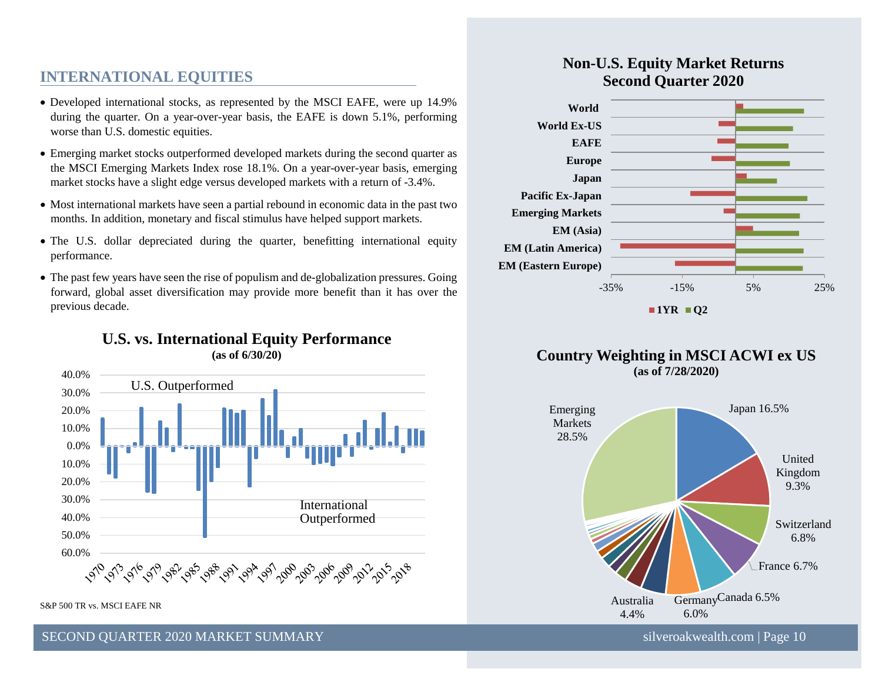## INTERNATIONAL EQUITIES

- Developed international stocks, as represented by the MSCI EAFE, were up 14.9% during the quarter. On a year-over-year basis, the EAFE is down 5.1%, performing worse than U.S. domestic equities.
- Emerging market stocks outperformed developed markets during the second quarter as the MSCI Emerging Markets Index rose 18.1%. On a year-over-year basis, emerging market stocks have a slight edge versus developed markets with a return of -3.4%.
- Most international markets have seen a partial rebound in economic data in the past two months. In addition, monetary and fiscal stimulus have helped support markets.
- The U.S. dollar depreciated during the quarter, benefitting international equity performance.
- The past few years have seen the rise of populism and de-globalization pressures. Going forward, global asset diversification may provide more benefit than it has over the previous decade.

### U.S. vs. International Equity Performance
**(as of 6/30/20)**

U.S. Outperformed

International Outperformed

S&P 500 TR vs. MSCI EAFE NR

### Non-U.S. Equity Market Returns Second Quarter 2020

World, World Ex-US, EAFE, Europe, Japan, Pacific Ex-Japan, Emerging Markets, EM (Asia), EM (Latin America), EM (Eastern Europe)

-35% -15% 5% 25%

1YR Q2

### Country Weighting in MSCI ACWI ex US
**(as of 7/28/2020)**

Japan 16.5%
United Kingdom 9.3%
Switzerland 6.8%
France 6.7%
Canada 6.5%
Germany 6.0%
Australia 4.4%
Emerging Markets 28.5%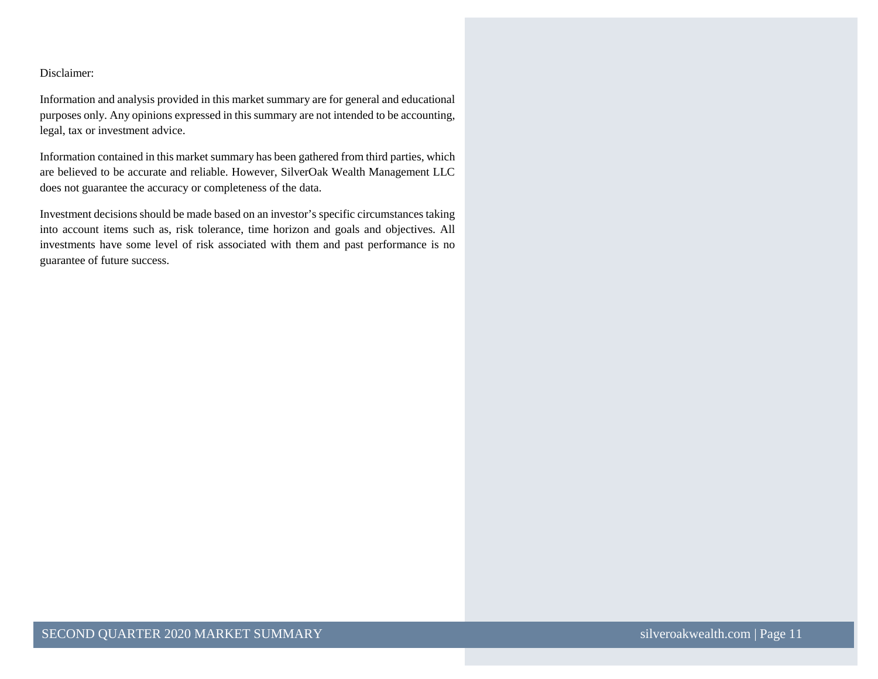Disclaimer:

Information and analysis provided in this market summary are for general and educational purposes only. Any opinions expressed in this summary are not intended to be accounting, legal, tax or investment advice.

Information contained in this market summary has been gathered from third parties, which are believed to be accurate and reliable. However, SilverOak Wealth Management LLC does not guarantee the accuracy or completeness of the data.

Investment decisions should be made based on an investor's specific circumstances taking into account items such as, risk tolerance, time horizon and goals and objectives. All investments have some level of risk associated with them and past performance is no guarantee of future success.